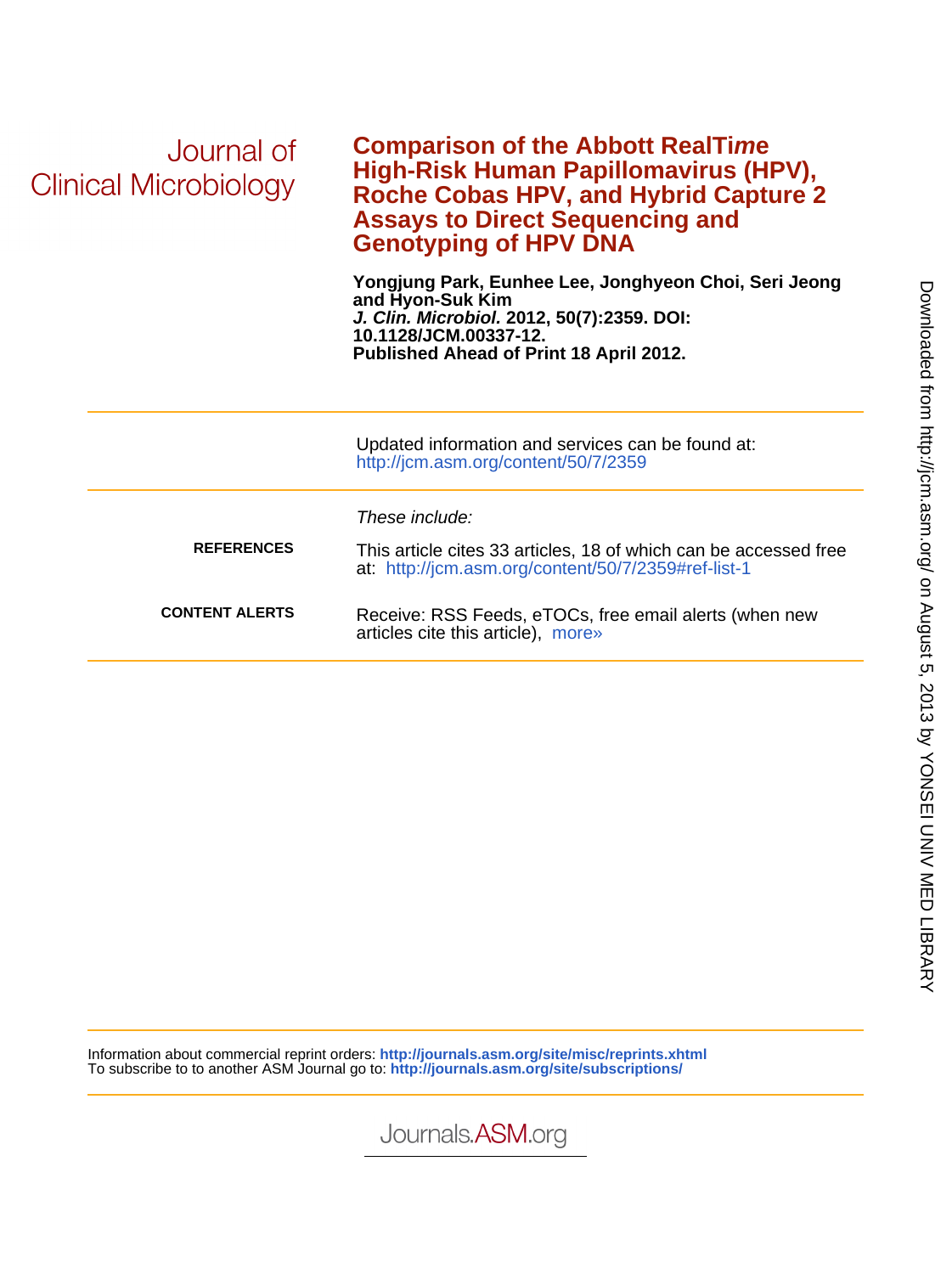Journal of Clinical Microbiology

# Comparison of the Abbott Real*Time* High-Risk Human Papillomavirus (HPV), Roche Cobas HPV, and Hybrid Capture 2 Assays to Direct Sequencing and Genotyping of HPV DNA

**Yongjung Park, Eunhee Lee, Jonghyeon Choi, Seri Jeong and Hyon-Suk Kim**
***J. Clin. Microbiol.*** **2012, 50(7):2359. DOI: 10.1128/JCM.00337-12.**
**Published Ahead of Print 18 April 2012.**

---

Updated information and services can be found at:
http://jcm.asm.org/content/50/7/2359

---

*These include:*

**REFERENCES**
This article cites 33 articles, 18 of which can be accessed free at: http://jcm.asm.org/content/50/7/2359#ref-list-1

**CONTENT ALERTS**
Receive: RSS Feeds, eTOCs, free email alerts (when new articles cite this article), more»

---

Information about commercial reprint orders: **http://journals.asm.org/site/misc/reprints.xhtml**
To subscribe to to another ASM Journal go to: **http://journals.asm.org/site/subscriptions/**

Journals.ASM.org

Downloaded from http://jcm.asm.org/ on August 5, 2013 by YONSEI UNIV MED LIBRARY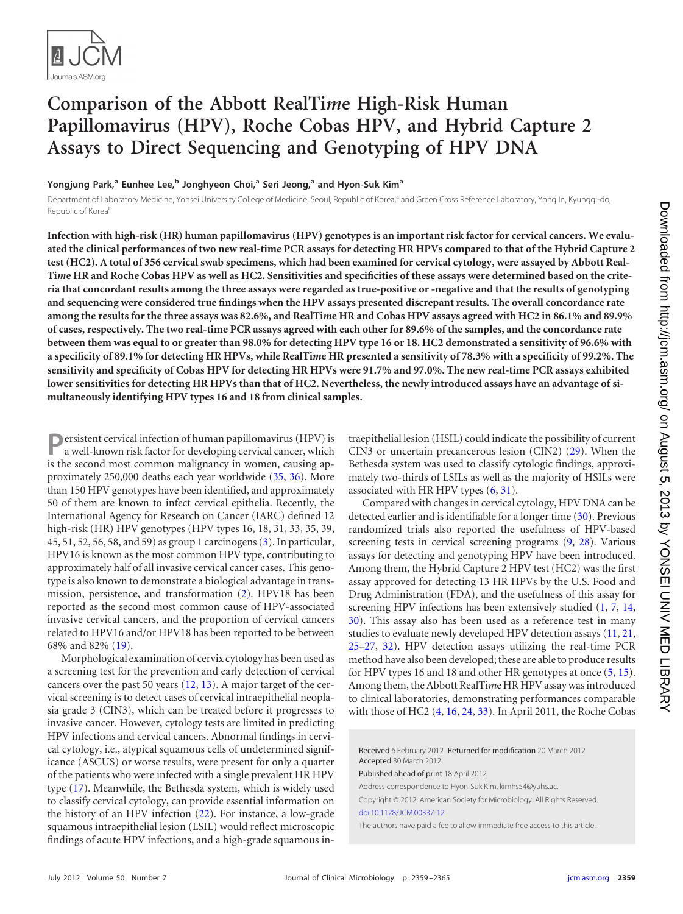# Comparison of the Abbott RealTi*me* High-Risk Human Papillomavirus (HPV), Roche Cobas HPV, and Hybrid Capture 2 Assays to Direct Sequencing and Genotyping of HPV DNA

**Yongjung Park,[a] Eunhee Lee,[b] Jonghyeon Choi,[a] Seri Jeong,[a] and Hyon-Suk Kim[a]**

Department of Laboratory Medicine, Yonsei University College of Medicine, Seoul, Republic of Korea,[a] and Green Cross Reference Laboratory, Yong In, Kyunggi-do, Republic of Korea[b]

**Infection with high-risk (HR) human papillomavirus (HPV) genotypes is an important risk factor for cervical cancers. We evaluated the clinical performances of two new real-time PCR assays for detecting HR HPVs compared to that of the Hybrid Capture 2 test (HC2). A total of 356 cervical swab specimens, which had been examined for cervical cytology, were assayed by Abbott RealTi*me* HR and Roche Cobas HPV as well as HC2. Sensitivities and specificities of these assays were determined based on the criteria that concordant results among the three assays were regarded as true-positive or -negative and that the results of genotyping and sequencing were considered true findings when the HPV assays presented discrepant results. The overall concordance rate among the results for the three assays was 82.6%, and RealTi*me* HR and Cobas HPV assays agreed with HC2 in 86.1% and 89.9% of cases, respectively. The two real-time PCR assays agreed with each other for 89.6% of the samples, and the concordance rate between them was equal to or greater than 98.0% for detecting HPV type 16 or 18. HC2 demonstrated a sensitivity of 96.6% with a specificity of 89.1% for detecting HR HPVs, while RealTi*me* HR presented a sensitivity of 78.3% with a specificity of 99.2%. The sensitivity and specificity of Cobas HPV for detecting HR HPVs were 91.7% and 97.0%. The new real-time PCR assays exhibited lower sensitivities for detecting HR HPVs than that of HC2. Nevertheless, the newly introduced assays have an advantage of simultaneously identifying HPV types 16 and 18 from clinical samples.**

Persistent cervical infection of human papillomavirus (HPV) is a well-known risk factor for developing cervical cancer, which is the second most common malignancy in women, causing approximately 250,000 deaths each year worldwide (35, 36). More than 150 HPV genotypes have been identified, and approximately 50 of them are known to infect cervical epithelia. Recently, the International Agency for Research on Cancer (IARC) defined 12 high-risk (HR) HPV genotypes (HPV types 16, 18, 31, 33, 35, 39, 45, 51, 52, 56, 58, and 59) as group 1 carcinogens (3). In particular, HPV16 is known as the most common HPV type, contributing to approximately half of all invasive cervical cancer cases. This genotype is also known to demonstrate a biological advantage in transmission, persistence, and transformation (2). HPV18 has been reported as the second most common cause of HPV-associated invasive cervical cancers, and the proportion of cervical cancers related to HPV16 and/or HPV18 has been reported to be between 68% and 82% (19).

Morphological examination of cervix cytology has been used as a screening test for the prevention and early detection of cervical cancers over the past 50 years (12, 13). A major target of the cervical screening is to detect cases of cervical intraepithelial neoplasia grade 3 (CIN3), which can be treated before it progresses to invasive cancer. However, cytology tests are limited in predicting HPV infections and cervical cancers. Abnormal findings in cervical cytology, i.e., atypical squamous cells of undetermined significance (ASCUS) or worse results, were present for only a quarter of the patients who were infected with a single prevalent HR HPV type (17). Meanwhile, the Bethesda system, which is widely used to classify cervical cytology, can provide essential information on the history of an HPV infection (22). For instance, a low-grade squamous intraepithelial lesion (LSIL) would reflect microscopic findings of acute HPV infections, and a high-grade squamous intraepithelial lesion (HSIL) could indicate the possibility of current CIN3 or uncertain precancerous lesion (CIN2) (29). When the Bethesda system was used to classify cytologic findings, approximately two-thirds of LSILs as well as the majority of HSILs were associated with HR HPV types (6, 31).

Compared with changes in cervical cytology, HPV DNA can be detected earlier and is identifiable for a longer time (30). Previous randomized trials also reported the usefulness of HPV-based screening tests in cervical screening programs (9, 28). Various assays for detecting and genotyping HPV have been introduced. Among them, the Hybrid Capture 2 HPV test (HC2) was the first assay approved for detecting 13 HR HPVs by the U.S. Food and Drug Administration (FDA), and the usefulness of this assay for screening HPV infections has been extensively studied (1, 7, 14, 30). This assay also has been used as a reference test in many studies to evaluate newly developed HPV detection assays (11, 21, 25–27, 32). HPV detection assays utilizing the real-time PCR method have also been developed; these are able to produce results for HPV types 16 and 18 and other HR genotypes at once (5, 15). Among them, the Abbott RealTi*me* HR HPV assay was introduced to clinical laboratories, demonstrating performances comparable with those of HC2 (4, 16, 24, 33). In April 2011, the Roche Cobas

Received 6 February 2012 Returned for modification 20 March 2012
Accepted 30 March 2012
Published ahead of print 18 April 2012
Address correspondence to Hyon-Suk Kim, kimhs54@yuhs.ac.
Copyright © 2012, American Society for Microbiology. All Rights Reserved.
doi:10.1128/JCM.00337-12
The authors have paid a fee to allow immediate free access to this article.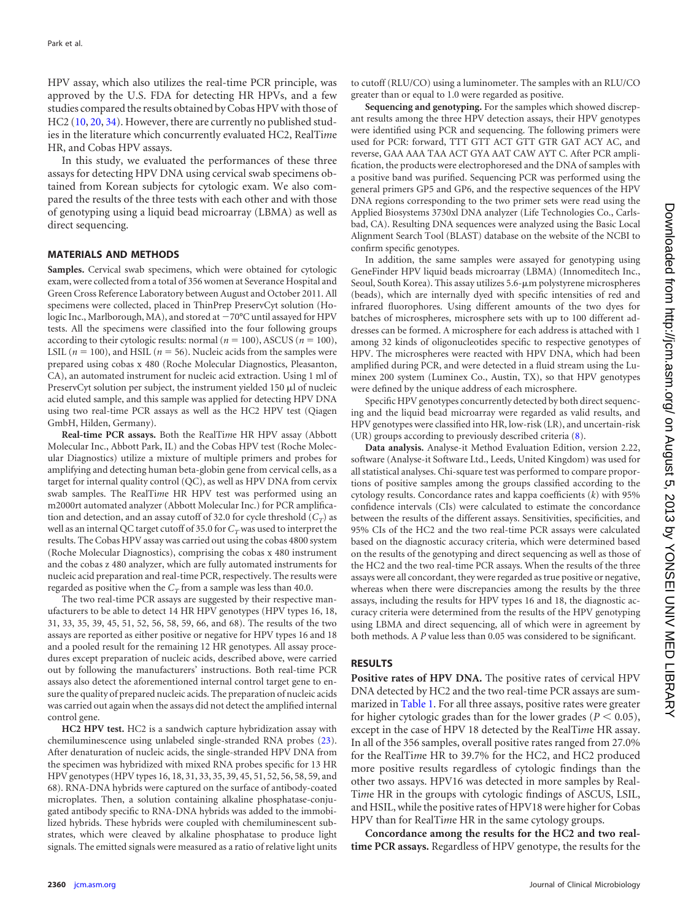HPV assay, which also utilizes the real-time PCR principle, was approved by the U.S. FDA for detecting HR HPVs, and a few studies compared the results obtained by Cobas HPV with those of HC2 (10, 20, 34). However, there are currently no published studies in the literature which concurrently evaluated HC2, RealT*ime* HR, and Cobas HPV assays.

In this study, we evaluated the performances of these three assays for detecting HPV DNA using cervical swab specimens obtained from Korean subjects for cytologic exam. We also compared the results of the three tests with each other and with those of genotyping using a liquid bead microarray (LBMA) as well as direct sequencing.

## MATERIALS AND METHODS

**Samples.** Cervical swab specimens, which were obtained for cytologic exam, were collected from a total of 356 women at Severance Hospital and Green Cross Reference Laboratory between August and October 2011. All specimens were collected, placed in ThinPrep PreservCyt solution (Hologic Inc., Marlborough, MA), and stored at −70°C until assayed for HPV tests. All the specimens were classified into the four following groups according to their cytologic results: normal ($n = 100$), ASCUS ($n = 100$), LSIL ($n = 100$), and HSIL ($n = 56$). Nucleic acids from the samples were prepared using cobas x 480 (Roche Molecular Diagnostics, Pleasanton, CA), an automated instrument for nucleic acid extraction. Using 1 ml of PreservCyt solution per subject, the instrument yielded 150 μl of nucleic acid eluted sample, and this sample was applied for detecting HPV DNA using two real-time PCR assays as well as the HC2 HPV test (Qiagen GmbH, Hilden, Germany).

**Real-time PCR assays.** Both the RealT*ime* HR HPV assay (Abbott Molecular Inc., Abbott Park, IL) and the Cobas HPV test (Roche Molecular Diagnostics) utilize a mixture of multiple primers and probes for amplifying and detecting human beta-globin gene from cervical cells, as a target for internal quality control (QC), as well as HPV DNA from cervix swab samples. The RealT*ime* HR HPV test was performed using an m2000rt automated analyzer (Abbott Molecular Inc.) for PCR amplification and detection, and an assay cutoff of 32.0 for cycle threshold ($C_T$) as well as an internal QC target cutoff of 35.0 for $C_T$ was used to interpret the results. The Cobas HPV assay was carried out using the cobas 4800 system (Roche Molecular Diagnostics), comprising the cobas x 480 instrument and the cobas z 480 analyzer, which are fully automated instruments for nucleic acid preparation and real-time PCR, respectively. The results were regarded as positive when the $C_T$ from a sample was less than 40.0.

The two real-time PCR assays are suggested by their respective manufacturers to be able to detect 14 HR HPV genotypes (HPV types 16, 18, 31, 33, 35, 39, 45, 51, 52, 56, 58, 59, 66, and 68). The results of the two assays are reported as either positive or negative for HPV types 16 and 18 and a pooled result for the remaining 12 HR genotypes. All assay procedures except preparation of nucleic acids, described above, were carried out by following the manufacturers' instructions. Both real-time PCR assays also detect the aforementioned internal control target gene to ensure the quality of prepared nucleic acids. The preparation of nucleic acids was carried out again when the assays did not detect the amplified internal control gene.

**HC2 HPV test.** HC2 is a sandwich capture hybridization assay with chemiluminescence using unlabeled single-stranded RNA probes (23). After denaturation of nucleic acids, the single-stranded HPV DNA from the specimen was hybridized with mixed RNA probes specific for 13 HR HPV genotypes (HPV types 16, 18, 31, 33, 35, 39, 45, 51, 52, 56, 58, 59, and 68). RNA-DNA hybrids were captured on the surface of antibody-coated microplates. Then, a solution containing alkaline phosphatase-conjugated antibody specific to RNA-DNA hybrids was added to the immobilized hybrids. These hybrids were coupled with chemiluminescent substrates, which were cleaved by alkaline phosphatase to produce light signals. The emitted signals were measured as a ratio of relative light units to cutoff (RLU/CO) using a luminometer. The samples with an RLU/CO greater than or equal to 1.0 were regarded as positive.

**Sequencing and genotyping.** For the samples which showed discrepant results among the three HPV detection assays, their HPV genotypes were identified using PCR and sequencing. The following primers were used for PCR: forward, TTT GTT ACT GTT GTR GAT ACY AC, and reverse, GAA AAA TAA ACT GYA AAT CAW AYT C. After PCR amplification, the products were electrophoresed and the DNA of samples with a positive band was purified. Sequencing PCR was performed using the general primers GP5 and GP6, and the respective sequences of the HPV DNA regions corresponding to the two primer sets were read using the Applied Biosystems 3730xl DNA analyzer (Life Technologies Co., Carlsbad, CA). Resulting DNA sequences were analyzed using the Basic Local Alignment Search Tool (BLAST) database on the website of the NCBI to confirm specific genotypes.

In addition, the same samples were assayed for genotyping using GeneFinder HPV liquid beads microarray (LBMA) (Innomeditech Inc., Seoul, South Korea). This assay utilizes 5.6-μm polystyrene microspheres (beads), which are internally dyed with specific intensities of red and infrared fluorophores. Using different amounts of the two dyes for batches of microspheres, microsphere sets with up to 100 different addresses can be formed. A microsphere for each address is attached with 1 among 32 kinds of oligonucleotides specific to respective genotypes of HPV. The microspheres were reacted with HPV DNA, which had been amplified during PCR, and were detected in a fluid stream using the Luminex 200 system (Luminex Co., Austin, TX), so that HPV genotypes were defined by the unique address of each microsphere.

Specific HPV genotypes concurrently detected by both direct sequencing and the liquid bead microarray were regarded as valid results, and HPV genotypes were classified into HR, low-risk (LR), and uncertain-risk (UR) groups according to previously described criteria (8).

**Data analysis.** Analyse-it Method Evaluation Edition, version 2.22, software (Analyse-it Software Ltd., Leeds, United Kingdom) was used for all statistical analyses. Chi-square test was performed to compare proportions of positive samples among the groups classified according to the cytology results. Concordance rates and kappa coefficients ($k$) with 95% confidence intervals (CIs) were calculated to estimate the concordance between the results of the different assays. Sensitivities, specificities, and 95% CIs of the HC2 and the two real-time PCR assays were calculated based on the diagnostic accuracy criteria, which were determined based on the results of the genotyping and direct sequencing as well as those of the HC2 and the two real-time PCR assays. When the results of the three assays were all concordant, they were regarded as true positive or negative, whereas when there were discrepancies among the results by the three assays, including the results for HPV types 16 and 18, the diagnostic accuracy criteria were determined from the results of the HPV genotyping using LBMA and direct sequencing, all of which were in agreement by both methods. A $P$ value less than 0.05 was considered to be significant.

## RESULTS

**Positive rates of HPV DNA.** The positive rates of cervical HPV DNA detected by HC2 and the two real-time PCR assays are summarized in Table 1. For all three assays, positive rates were greater for higher cytologic grades than for the lower grades ($P < 0.05$), except in the case of HPV 18 detected by the RealT*ime* HR assay. In all of the 356 samples, overall positive rates ranged from 27.0% for the RealT*ime* HR to 39.7% for the HC2, and HC2 produced more positive results regardless of cytologic findings than the other two assays. HPV16 was detected in more samples by RealT*ime* HR in the groups with cytologic findings of ASCUS, LSIL, and HSIL, while the positive rates of HPV18 were higher for Cobas HPV than for RealT*ime* HR in the same cytology groups.

**Concordance among the results for the HC2 and two real-time PCR assays.** Regardless of HPV genotype, the results for the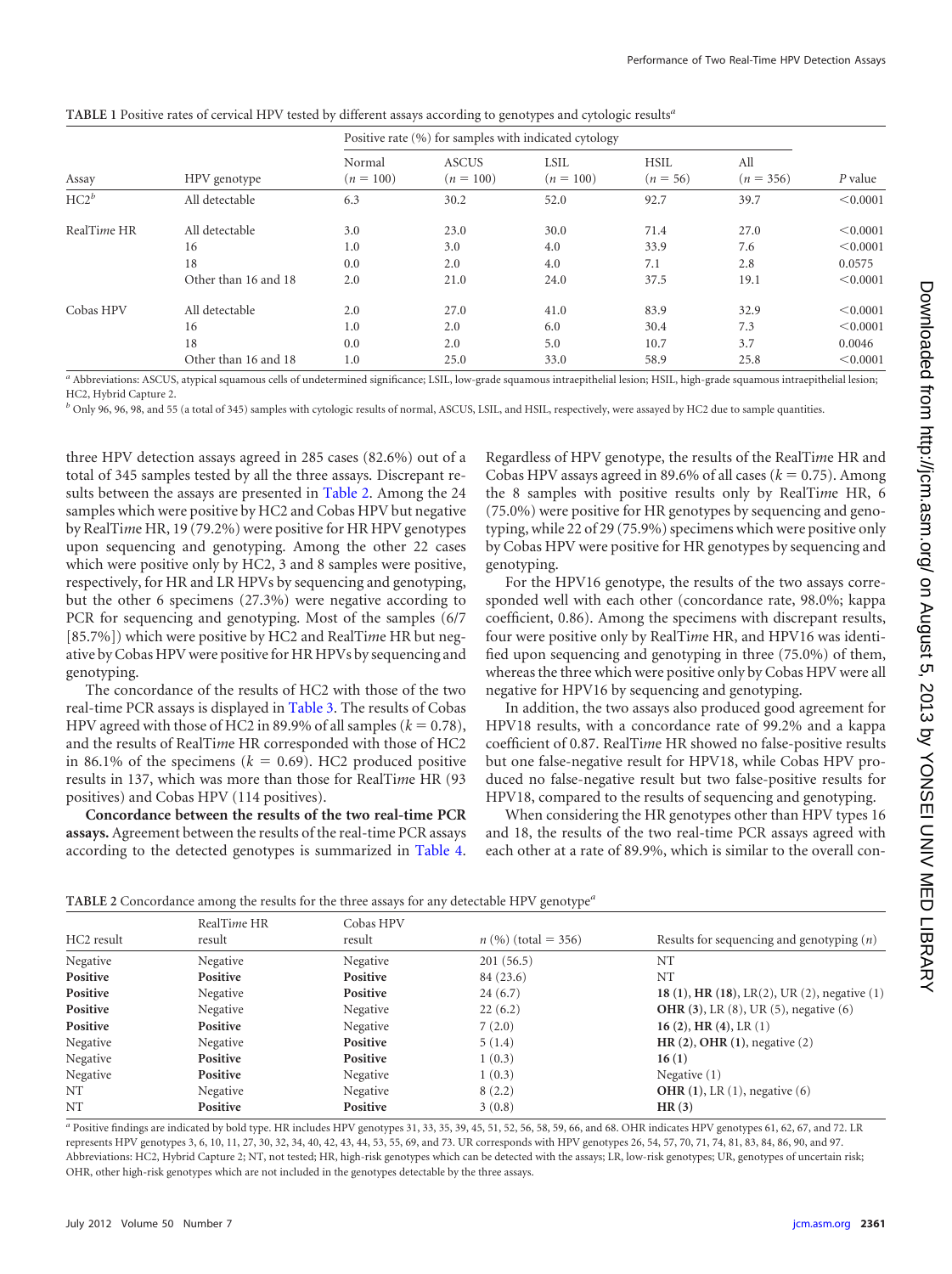**TABLE 1** Positive rates of cervical HPV tested by different assays according to genotypes and cytologic results[a]

| Assay | HPV genotype | Positive rate (%) for samples with indicated cytology | | | | | P value |
|---|---|---|---|---|---|---|---|
| | | Normal ($n = 100$) | ASCUS ($n = 100$) | LSIL ($n = 100$) | HSIL ($n = 56$) | All ($n = 356$) | |
| HC2[b] | All detectable | 6.3 | 30.2 | 52.0 | 92.7 | 39.7 | <0.0001 |
| RealT*ime* HR | All detectable | 3.0 | 23.0 | 30.0 | 71.4 | 27.0 | <0.0001 |
| | 16 | 1.0 | 3.0 | 4.0 | 33.9 | 7.6 | <0.0001 |
| | 18 | 0.0 | 2.0 | 4.0 | 7.1 | 2.8 | 0.0575 |
| | Other than 16 and 18 | 2.0 | 21.0 | 24.0 | 37.5 | 19.1 | <0.0001 |
| Cobas HPV | All detectable | 2.0 | 27.0 | 41.0 | 83.9 | 32.9 | <0.0001 |
| | 16 | 1.0 | 2.0 | 6.0 | 30.4 | 7.3 | <0.0001 |
| | 18 | 0.0 | 2.0 | 5.0 | 10.7 | 3.7 | 0.0046 |
| | Other than 16 and 18 | 1.0 | 25.0 | 33.0 | 58.9 | 25.8 | <0.0001 |

[a] Abbreviations: ASCUS, atypical squamous cells of undetermined significance; LSIL, low-grade squamous intraepithelial lesion; HSIL, high-grade squamous intraepithelial lesion; HC2, Hybrid Capture 2.
[b] Only 96, 96, 98, and 55 (a total of 345) samples with cytologic results of normal, ASCUS, LSIL, and HSIL, respectively, were assayed by HC2 due to sample quantities.

three HPV detection assays agreed in 285 cases (82.6%) out of a total of 345 samples tested by all the three assays. Discrepant results between the assays are presented in Table 2. Among the 24 samples which were positive by HC2 and Cobas HPV but negative by RealT*ime* HR, 19 (79.2%) were positive for HR HPV genotypes upon sequencing and genotyping. Among the other 22 cases which were positive only by HC2, 3 and 8 samples were positive, respectively, for HR and LR HPVs by sequencing and genotyping, but the other 6 specimens (27.3%) were negative according to PCR for sequencing and genotyping. Most of the samples (6/7 [85.7%]) which were positive by HC2 and RealT*ime* HR but negative by Cobas HPV were positive for HR HPVs by sequencing and genotyping.

The concordance of the results of HC2 with those of the two real-time PCR assays is displayed in Table 3. The results of Cobas HPV agreed with those of HC2 in 89.9% of all samples ($k = 0.78$), and the results of RealT*ime* HR corresponded with those of HC2 in 86.1% of the specimens ($k = 0.69$). HC2 produced positive results in 137, which was more than those for RealT*ime* HR (93 positives) and Cobas HPV (114 positives).

**Concordance between the results of the two real-time PCR assays.** Agreement between the results of the real-time PCR assays according to the detected genotypes is summarized in Table 4. Regardless of HPV genotype, the results of the RealT*ime* HR and Cobas HPV assays agreed in 89.6% of all cases ($k = 0.75$). Among the 8 samples with positive results only by RealT*ime* HR, 6 (75.0%) were positive for HR genotypes by sequencing and genotyping, while 22 of 29 (75.9%) specimens which were positive only by Cobas HPV were positive for HR genotypes by sequencing and genotyping.

For the HPV16 genotype, the results of the two assays corresponded well with each other (concordance rate, 98.0%; kappa coefficient, 0.86). Among the specimens with discrepant results, four were positive only by RealT*ime* HR, and HPV16 was identified upon sequencing and genotyping in three (75.0%) of them, whereas the three which were positive only by Cobas HPV were all negative for HPV16 by sequencing and genotyping.

In addition, the two assays also produced good agreement for HPV18 results, with a concordance rate of 99.2% and a kappa coefficient of 0.87. RealT*ime* HR showed no false-positive results but one false-negative result for HPV18, while Cobas HPV produced no false-negative result but two false-positive results for HPV18, compared to the results of sequencing and genotyping.

When considering the HR genotypes other than HPV types 16 and 18, the results of the two real-time PCR assays agreed with each other at a rate of 89.9%, which is similar to the overall con-

**TABLE 2** Concordance among the results for the three assays for any detectable HPV genotype[a]

| HC2 result | RealT*ime* HR result | Cobas HPV result | n (%) (total = 356) | Results for sequencing and genotyping (n) |
|---|---|---|---|---|
| Negative | Negative | Negative | 201 (56.5) | NT |
| **Positive** | **Positive** | **Positive** | 84 (23.6) | NT |
| **Positive** | Negative | **Positive** | 24 (6.7) | **18 (1)**, **HR (18)**, LR(2), UR (2), negative (1) |
| **Positive** | Negative | Negative | 22 (6.2) | **OHR (3)**, LR (8), UR (5), negative (6) |
| **Positive** | **Positive** | Negative | 7 (2.0) | **16 (2)**, **HR (4)**, LR (1) |
| Negative | Negative | **Positive** | 5 (1.4) | **HR (2)**, **OHR (1)**, negative (2) |
| Negative | **Positive** | **Positive** | 1 (0.3) | **16 (1)** |
| Negative | **Positive** | Negative | 1 (0.3) | Negative (1) |
| NT | Negative | Negative | 8 (2.2) | **OHR (1)**, LR (1), negative (6) |
| NT | **Positive** | **Positive** | 3 (0.8) | **HR (3)** |

[a] Positive findings are indicated by bold type. HR includes HPV genotypes 31, 33, 35, 39, 45, 51, 52, 56, 58, 59, 66, and 68. OHR indicates HPV genotypes 61, 62, 67, and 72. LR represents HPV genotypes 3, 6, 10, 11, 27, 30, 32, 34, 40, 42, 43, 44, 53, 55, 69, and 73. UR corresponds with HPV genotypes 26, 54, 57, 70, 71, 74, 81, 83, 84, 86, 90, and 97. Abbreviations: HC2, Hybrid Capture 2; NT, not tested; HR, high-risk genotypes which can be detected with the assays; LR, low-risk genotypes; UR, genotypes of uncertain risk; OHR, other high-risk genotypes which are not included in the genotypes detectable by the three assays.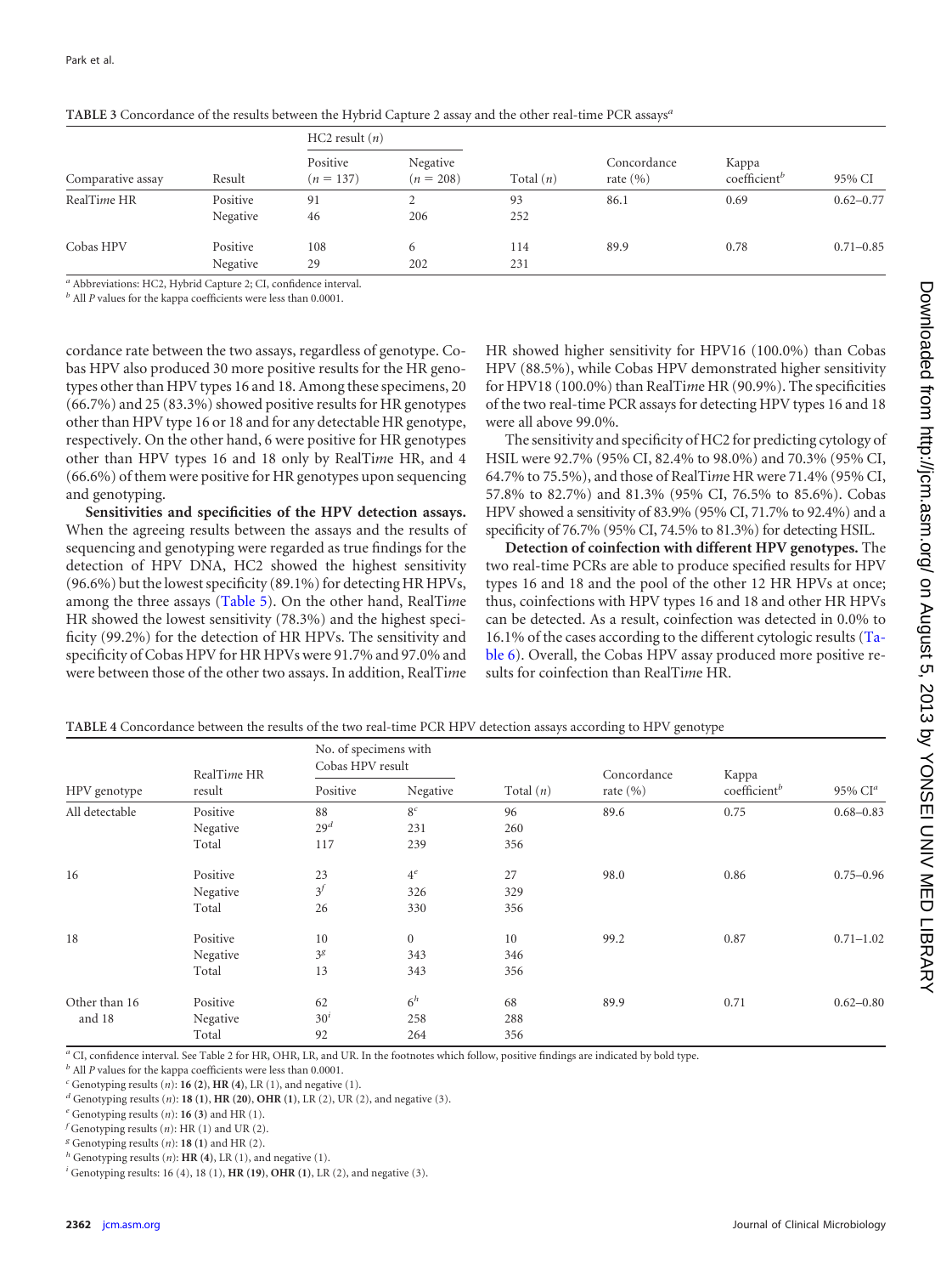**TABLE 3** Concordance of the results between the Hybrid Capture 2 assay and the other real-time PCR assays[a]

| Comparative assay | Result | HC2 result (n) Positive (n = 137) | HC2 result (n) Negative (n = 208) | Total (n) | Concordance rate (%) | Kappa coefficient[b] | 95% CI |
|---|---|---|---|---|---|---|---|
| RealTime HR | Positive | 91 | 2 | 93 | 86.1 | 0.69 | 0.62–0.77 |
| | Negative | 46 | 206 | 252 | | | |
| Cobas HPV | Positive | 108 | 6 | 114 | 89.9 | 0.78 | 0.71–0.85 |
| | Negative | 29 | 202 | 231 | | | |

[a] Abbreviations: HC2, Hybrid Capture 2; CI, confidence interval.

[b] All P values for the kappa coefficients were less than 0.0001.

cordance rate between the two assays, regardless of genotype. Cobas HPV also produced 30 more positive results for the HR genotypes other than HPV types 16 and 18. Among these specimens, 20 (66.7%) and 25 (83.3%) showed positive results for HR genotypes other than HPV type 16 or 18 and for any detectable HR genotype, respectively. On the other hand, 6 were positive for HR genotypes other than HPV types 16 and 18 only by RealTime HR, and 4 (66.6%) of them were positive for HR genotypes upon sequencing and genotyping.

**Sensitivities and specificities of the HPV detection assays.** When the agreeing results between the assays and the results of sequencing and genotyping were regarded as true findings for the detection of HPV DNA, HC2 showed the highest sensitivity (96.6%) but the lowest specificity (89.1%) for detecting HR HPVs, among the three assays (Table 5). On the other hand, RealTime HR showed the lowest sensitivity (78.3%) and the highest specificity (99.2%) for the detection of HR HPVs. The sensitivity and specificity of Cobas HPV for HR HPVs were 91.7% and 97.0% and were between those of the other two assays. In addition, RealTime HR showed higher sensitivity for HPV16 (100.0%) than Cobas HPV (88.5%), while Cobas HPV demonstrated higher sensitivity for HPV18 (100.0%) than RealTime HR (90.9%). The specificities of the two real-time PCR assays for detecting HPV types 16 and 18 were all above 99.0%.

The sensitivity and specificity of HC2 for predicting cytology of HSIL were 92.7% (95% CI, 82.4% to 98.0%) and 70.3% (95% CI, 64.7% to 75.5%), and those of RealTime HR were 71.4% (95% CI, 57.8% to 82.7%) and 81.3% (95% CI, 76.5% to 85.6%). Cobas HPV showed a sensitivity of 83.9% (95% CI, 71.7% to 92.4%) and a specificity of 76.7% (95% CI, 74.5% to 81.3%) for detecting HSIL.

**Detection of coinfection with different HPV genotypes.** The two real-time PCRs are able to produce specified results for HPV types 16 and 18 and the pool of the other 12 HR HPVs at once; thus, coinfections with HPV types 16 and 18 and other HR HPVs can be detected. As a result, coinfection was detected in 0.0% to 16.1% of the cases according to the different cytologic results (Table 6). Overall, the Cobas HPV assay produced more positive results for coinfection than RealTime HR.

**TABLE 4** Concordance between the results of the two real-time PCR HPV detection assays according to HPV genotype

| HPV genotype | RealTime HR result | No. of specimens with Cobas HPV result: Positive | No. of specimens with Cobas HPV result: Negative | Total (n) | Concordance rate (%) | Kappa coefficient[b] | 95% CI[a] |
|---|---|---|---|---|---|---|---|
| All detectable | Positive | 88 | 8[c] | 96 | 89.6 | 0.75 | 0.68–0.83 |
| | Negative | 29[d] | 231 | 260 | | | |
| | Total | 117 | 239 | 356 | | | |
| 16 | Positive | 23 | 4[e] | 27 | 98.0 | 0.86 | 0.75–0.96 |
| | Negative | 3[f] | 326 | 329 | | | |
| | Total | 26 | 330 | 356 | | | |
| 18 | Positive | 10 | 0 | 10 | 99.2 | 0.87 | 0.71–1.02 |
| | Negative | 3[g] | 343 | 346 | | | |
| | Total | 13 | 343 | 356 | | | |
| Other than 16 and 18 | Positive | 62 | 6[h] | 68 | 89.9 | 0.71 | 0.62–0.80 |
| | Negative | 30[i] | 258 | 288 | | | |
| | Total | 92 | 264 | 356 | | | |

[a] CI, confidence interval. See Table 2 for HR, OHR, LR, and UR. In the footnotes which follow, positive findings are indicated by bold type.

[b] All P values for the kappa coefficients were less than 0.0001.

[c] Genotyping results (n): **16 (2)**, **HR (4)**, LR (1), and negative (1).

[d] Genotyping results (n): **18 (1)**, **HR (20)**, **OHR (1)**, LR (2), UR (2), and negative (3).

[e] Genotyping results (n): **16 (3)** and HR (1).

[f] Genotyping results (n): HR (1) and UR (2).

[g] Genotyping results (n): **18 (1)** and HR (2).

[h] Genotyping results (n): **HR (4)**, LR (1), and negative (1).

[i] Genotyping results: 16 (4), 18 (1), **HR (19)**, **OHR (1)**, LR (2), and negative (3).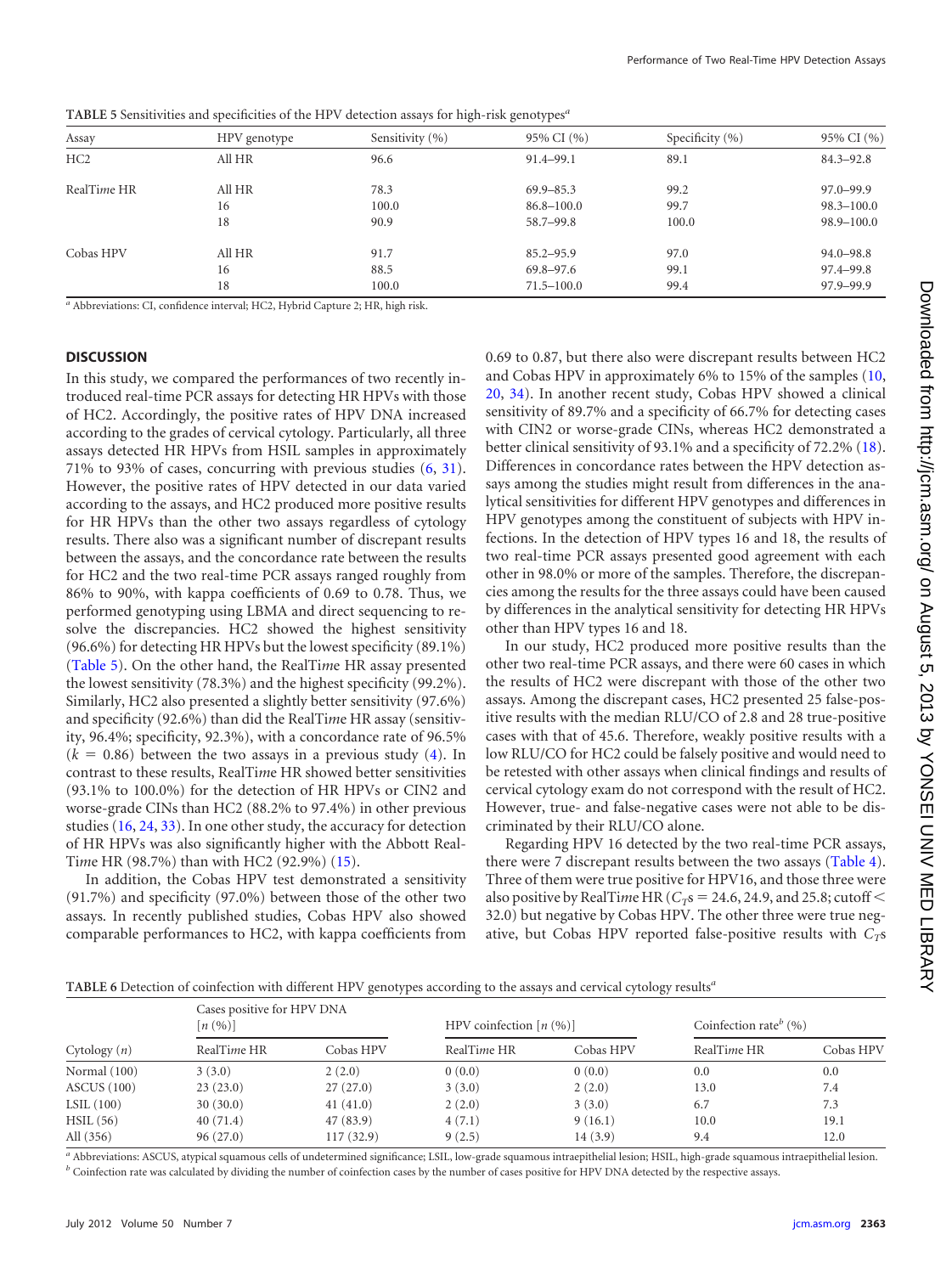**TABLE 5** Sensitivities and specificities of the HPV detection assays for high-risk genotypes[a]

| Assay | HPV genotype | Sensitivity (%) | 95% CI (%) | Specificity (%) | 95% CI (%) |
|---|---|---|---|---|---|
| HC2 | All HR | 96.6 | 91.4–99.1 | 89.1 | 84.3–92.8 |
| Real*Time* HR | All HR | 78.3 | 69.9–85.3 | 99.2 | 97.0–99.9 |
| | 16 | 100.0 | 86.8–100.0 | 99.7 | 98.3–100.0 |
| | 18 | 90.9 | 58.7–99.8 | 100.0 | 98.9–100.0 |
| Cobas HPV | All HR | 91.7 | 85.2–95.9 | 97.0 | 94.0–98.8 |
| | 16 | 88.5 | 69.8–97.6 | 99.1 | 97.4–99.8 |
| | 18 | 100.0 | 71.5–100.0 | 99.4 | 97.9–99.9 |

[a] Abbreviations: CI, confidence interval; HC2, Hybrid Capture 2; HR, high risk.

## DISCUSSION

In this study, we compared the performances of two recently introduced real-time PCR assays for detecting HR HPVs with those of HC2. Accordingly, the positive rates of HPV DNA increased according to the grades of cervical cytology. Particularly, all three assays detected HR HPVs from HSIL samples in approximately 71% to 93% of cases, concurring with previous studies (6, 31). However, the positive rates of HPV detected in our data varied according to the assays, and HC2 produced more positive results for HR HPVs than the other two assays regardless of cytology results. There also was a significant number of discrepant results between the assays, and the concordance rate between the results for HC2 and the two real-time PCR assays ranged roughly from 86% to 90%, with kappa coefficients of 0.69 to 0.78. Thus, we performed genotyping using LBMA and direct sequencing to resolve the discrepancies. HC2 showed the highest sensitivity (96.6%) for detecting HR HPVs but the lowest specificity (89.1%) (Table 5). On the other hand, the Real*Time* HR assay presented the lowest sensitivity (78.3%) and the highest specificity (99.2%). Similarly, HC2 also presented a slightly better sensitivity (97.6%) and specificity (92.6%) than did the Real*Time* HR assay (sensitivity, 96.4%; specificity, 92.3%), with a concordance rate of 96.5% ($k = 0.86$) between the two assays in a previous study (4). In contrast to these results, Real*Time* HR showed better sensitivities (93.1% to 100.0%) for the detection of HR HPVs or CIN2 and worse-grade CINs than HC2 (88.2% to 97.4%) in other previous studies (16, 24, 33). In one other study, the accuracy for detection of HR HPVs was also significantly higher with the Abbott Real*Time* HR (98.7%) than with HC2 (92.9%) (15).

In addition, the Cobas HPV test demonstrated a sensitivity (91.7%) and specificity (97.0%) between those of the other two assays. In recently published studies, Cobas HPV also showed comparable performances to HC2, with kappa coefficients from 0.69 to 0.87, but there also were discrepant results between HC2 and Cobas HPV in approximately 6% to 15% of the samples (10, 20, 34). In another recent study, Cobas HPV showed a clinical sensitivity of 89.7% and a specificity of 66.7% for detecting cases with CIN2 or worse-grade CINs, whereas HC2 demonstrated a better clinical sensitivity of 93.1% and a specificity of 72.2% (18). Differences in concordance rates between the HPV detection assays among the studies might result from differences in the analytical sensitivities for different HPV genotypes and differences in HPV genotypes among the constituent of subjects with HPV infections. In the detection of HPV types 16 and 18, the results of two real-time PCR assays presented good agreement with each other in 98.0% or more of the samples. Therefore, the discrepancies among the results for the three assays could have been caused by differences in the analytical sensitivity for detecting HR HPVs other than HPV types 16 and 18.

In our study, HC2 produced more positive results than the other two real-time PCR assays, and there were 60 cases in which the results of HC2 were discrepant with those of the other two assays. Among the discrepant cases, HC2 presented 25 false-positive results with the median RLU/CO of 2.8 and 28 true-positive cases with that of 45.6. Therefore, weakly positive results with a low RLU/CO for HC2 could be falsely positive and would need to be retested with other assays when clinical findings and results of cervical cytology exam do not correspond with the result of HC2. However, true- and false-negative cases were not able to be discriminated by their RLU/CO alone.

Regarding HPV 16 detected by the two real-time PCR assays, there were 7 discrepant results between the two assays (Table 4). Three of them were true positive for HPV16, and those three were also positive by Real*Time* HR ($C_T$s = 24.6, 24.9, and 25.8; cutoff < 32.0) but negative by Cobas HPV. The other three were true negative, but Cobas HPV reported false-positive results with $C_T$s

**TABLE 6** Detection of coinfection with different HPV genotypes according to the assays and cervical cytology results[a]

| Cytology (*n*) | Cases positive for HPV DNA [*n* (%)] | | HPV coinfection [*n* (%)] | | Coinfection rate[b] (%) | |
|---|---|---|---|---|---|---|
| | Real*Time* HR | Cobas HPV | Real*Time* HR | Cobas HPV | Real*Time* HR | Cobas HPV |
| Normal (100) | 3 (3.0) | 2 (2.0) | 0 (0.0) | 0 (0.0) | 0.0 | 0.0 |
| ASCUS (100) | 23 (23.0) | 27 (27.0) | 3 (3.0) | 2 (2.0) | 13.0 | 7.4 |
| LSIL (100) | 30 (30.0) | 41 (41.0) | 2 (2.0) | 3 (3.0) | 6.7 | 7.3 |
| HSIL (56) | 40 (71.4) | 47 (83.9) | 4 (7.1) | 9 (16.1) | 10.0 | 19.1 |
| All (356) | 96 (27.0) | 117 (32.9) | 9 (2.5) | 14 (3.9) | 9.4 | 12.0 |

[a] Abbreviations: ASCUS, atypical squamous cells of undetermined significance; LSIL, low-grade squamous intraepithelial lesion; HSIL, high-grade squamous intraepithelial lesion.
[b] Coinfection rate was calculated by dividing the number of coinfection cases by the number of cases positive for HPV DNA detected by the respective assays.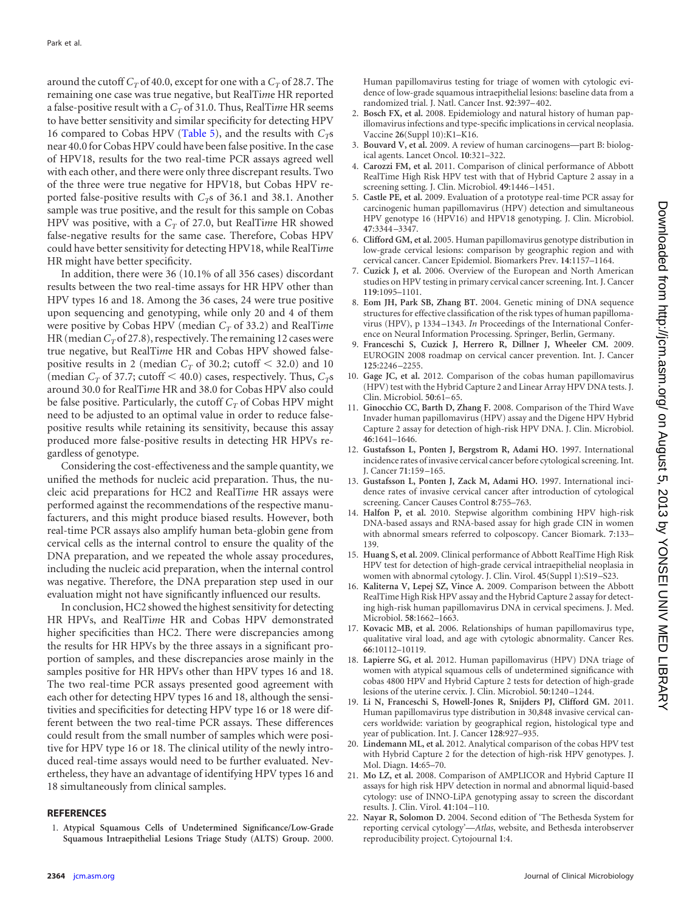around the cutoff $C_T$ of 40.0, except for one with a $C_T$ of 28.7. The remaining one case was true negative, but RealTi*me* HR reported a false-positive result with a $C_T$ of 31.0. Thus, RealTi*me* HR seems to have better sensitivity and similar specificity for detecting HPV 16 compared to Cobas HPV (Table 5), and the results with $C_T$s near 40.0 for Cobas HPV could have been false positive. In the case of HPV18, results for the two real-time PCR assays agreed well with each other, and there were only three discrepant results. Two of the three were true negative for HPV18, but Cobas HPV reported false-positive results with $C_T$s of 36.1 and 38.1. Another sample was true positive, and the result for this sample on Cobas HPV was positive, with a $C_T$ of 27.0, but RealTi*me* HR showed false-negative results for the same case. Therefore, Cobas HPV could have better sensitivity for detecting HPV18, while RealTi*me* HR might have better specificity.

In addition, there were 36 (10.1% of all 356 cases) discordant results between the two real-time assays for HR HPV other than HPV types 16 and 18. Among the 36 cases, 24 were true positive upon sequencing and genotyping, while only 20 and 4 of them were positive by Cobas HPV (median $C_T$ of 33.2) and RealTi*me* HR (median $C_T$ of 27.8), respectively. The remaining 12 cases were true negative, but RealTi*me* HR and Cobas HPV showed false-positive results in 2 (median $C_T$ of 30.2; cutoff $< 32.0$) and 10 (median $C_T$ of 37.7; cutoff $< 40.0$) cases, respectively. Thus, $C_T$s around 30.0 for RealTi*me* HR and 38.0 for Cobas HPV also could be false positive. Particularly, the cutoff $C_T$ of Cobas HPV might need to be adjusted to an optimal value in order to reduce false-positive results while retaining its sensitivity, because this assay produced more false-positive results in detecting HR HPVs regardless of genotype.

Considering the cost-effectiveness and the sample quantity, we unified the methods for nucleic acid preparation. Thus, the nucleic acid preparations for HC2 and RealTi*me* HR assays were performed against the recommendations of the respective manufacturers, and this might produce biased results. However, both real-time PCR assays also amplify human beta-globin gene from cervical cells as the internal control to ensure the quality of the DNA preparation, and we repeated the whole assay procedures, including the nucleic acid preparation, when the internal control was negative. Therefore, the DNA preparation step used in our evaluation might not have significantly influenced our results.

In conclusion, HC2 showed the highest sensitivity for detecting HR HPVs, and RealTi*me* HR and Cobas HPV demonstrated higher specificities than HC2. There were discrepancies among the results for HR HPVs by the three assays in a significant proportion of samples, and these discrepancies arose mainly in the samples positive for HR HPVs other than HPV types 16 and 18. The two real-time PCR assays presented good agreement with each other for detecting HPV types 16 and 18, although the sensitivities and specificities for detecting HPV type 16 or 18 were different between the two real-time PCR assays. These differences could result from the small number of samples which were positive for HPV type 16 or 18. The clinical utility of the newly introduced real-time assays would need to be further evaluated. Nevertheless, they have an advantage of identifying HPV types 16 and 18 simultaneously from clinical samples.

## REFERENCES

1. **Atypical Squamous Cells of Undetermined Significance/Low-Grade Squamous Intraepithelial Lesions Triage Study (ALTS) Group.** 2000. Human papillomavirus testing for triage of women with cytologic evidence of low-grade squamous intraepithelial lesions: baseline data from a randomized trial. J. Natl. Cancer Inst. **92**:397–402.
2. **Bosch FX, et al.** 2008. Epidemiology and natural history of human papillomavirus infections and type-specific implications in cervical neoplasia. Vaccine **26**(Suppl 10):K1–K16.
3. **Bouvard V, et al.** 2009. A review of human carcinogens—part B: biological agents. Lancet Oncol. **10**:321–322.
4. **Carozzi FM, et al.** 2011. Comparison of clinical performance of Abbott RealTime High Risk HPV test with that of Hybrid Capture 2 assay in a screening setting. J. Clin. Microbiol. **49**:1446–1451.
5. **Castle PE, et al.** 2009. Evaluation of a prototype real-time PCR assay for carcinogenic human papillomavirus (HPV) detection and simultaneous HPV genotype 16 (HPV16) and HPV18 genotyping. J. Clin. Microbiol. **47**:3344–3347.
6. **Clifford GM, et al.** 2005. Human papillomavirus genotype distribution in low-grade cervical lesions: comparison by geographic region and with cervical cancer. Cancer Epidemiol. Biomarkers Prev. **14**:1157–1164.
7. **Cuzick J, et al.** 2006. Overview of the European and North American studies on HPV testing in primary cervical cancer screening. Int. J. Cancer **119**:1095–1101.
8. **Eom JH, Park SB, Zhang BT.** 2004. Genetic mining of DNA sequence structures for effective classification of the risk types of human papillomavirus (HPV), p 1334–1343. *In* Proceedings of the International Conference on Neural Information Processing. Springer, Berlin, Germany.
9. **Franceschi S, Cuzick J, Herrero R, Dillner J, Wheeler CM.** 2009. EUROGIN 2008 roadmap on cervical cancer prevention. Int. J. Cancer **125**:2246–2255.
10. **Gage JC, et al.** 2012. Comparison of the cobas human papillomavirus (HPV) test with the Hybrid Capture 2 and Linear Array HPV DNA tests. J. Clin. Microbiol. **50**:61–65.
11. **Ginocchio CC, Barth D, Zhang F.** 2008. Comparison of the Third Wave Invader human papillomavirus (HPV) assay and the Digene HPV Hybrid Capture 2 assay for detection of high-risk HPV DNA. J. Clin. Microbiol. **46**:1641–1646.
12. **Gustafsson L, Ponten J, Bergstrom R, Adami HO.** 1997. International incidence rates of invasive cervical cancer before cytological screening. Int. J. Cancer **71**:159–165.
13. **Gustafsson L, Ponten J, Zack M, Adami HO.** 1997. International incidence rates of invasive cervical cancer after introduction of cytological screening. Cancer Causes Control **8**:755–763.
14. **Halfon P, et al.** 2010. Stepwise algorithm combining HPV high-risk DNA-based assays and RNA-based assay for high grade CIN in women with abnormal smears referred to colposcopy. Cancer Biomark. **7**:133–139.
15. **Huang S, et al.** 2009. Clinical performance of Abbott RealTime High Risk HPV test for detection of high-grade cervical intraepithelial neoplasia in women with abnormal cytology. J. Clin. Virol. **45**(Suppl 1):S19–S23.
16. **Kaliterna V, Lepej SZ, Vince A.** 2009. Comparison between the Abbott RealTime High Risk HPV assay and the Hybrid Capture 2 assay for detecting high-risk human papillomavirus DNA in cervical specimens. J. Med. Microbiol. **58**:1662–1663.
17. **Kovacic MB, et al.** 2006. Relationships of human papillomavirus type, qualitative viral load, and age with cytologic abnormality. Cancer Res. **66**:10112–10119.
18. **Lapierre SG, et al.** 2012. Human papillomavirus (HPV) DNA triage of women with atypical squamous cells of undetermined significance with cobas 4800 HPV and Hybrid Capture 2 tests for detection of high-grade lesions of the uterine cervix. J. Clin. Microbiol. **50**:1240–1244.
19. **Li N, Franceschi S, Howell-Jones R, Snijders PJ, Clifford GM.** 2011. Human papillomavirus type distribution in 30,848 invasive cervical cancers worldwide: variation by geographical region, histological type and year of publication. Int. J. Cancer **128**:927–935.
20. **Lindemann ML, et al.** 2012. Analytical comparison of the cobas HPV test with Hybrid Capture 2 for the detection of high-risk HPV genotypes. J. Mol. Diagn. **14**:65–70.
21. **Mo LZ, et al.** 2008. Comparison of AMPLICOR and Hybrid Capture II assays for high risk HPV detection in normal and abnormal liquid-based cytology: use of INNO-LiPA genotyping assay to screen the discordant results. J. Clin. Virol. **41**:104–110.
22. **Nayar R, Solomon D.** 2004. Second edition of 'The Bethesda System for reporting cervical cytology'—*Atlas*, website, and Bethesda interobserver reproducibility project. Cytojournal **1**:4.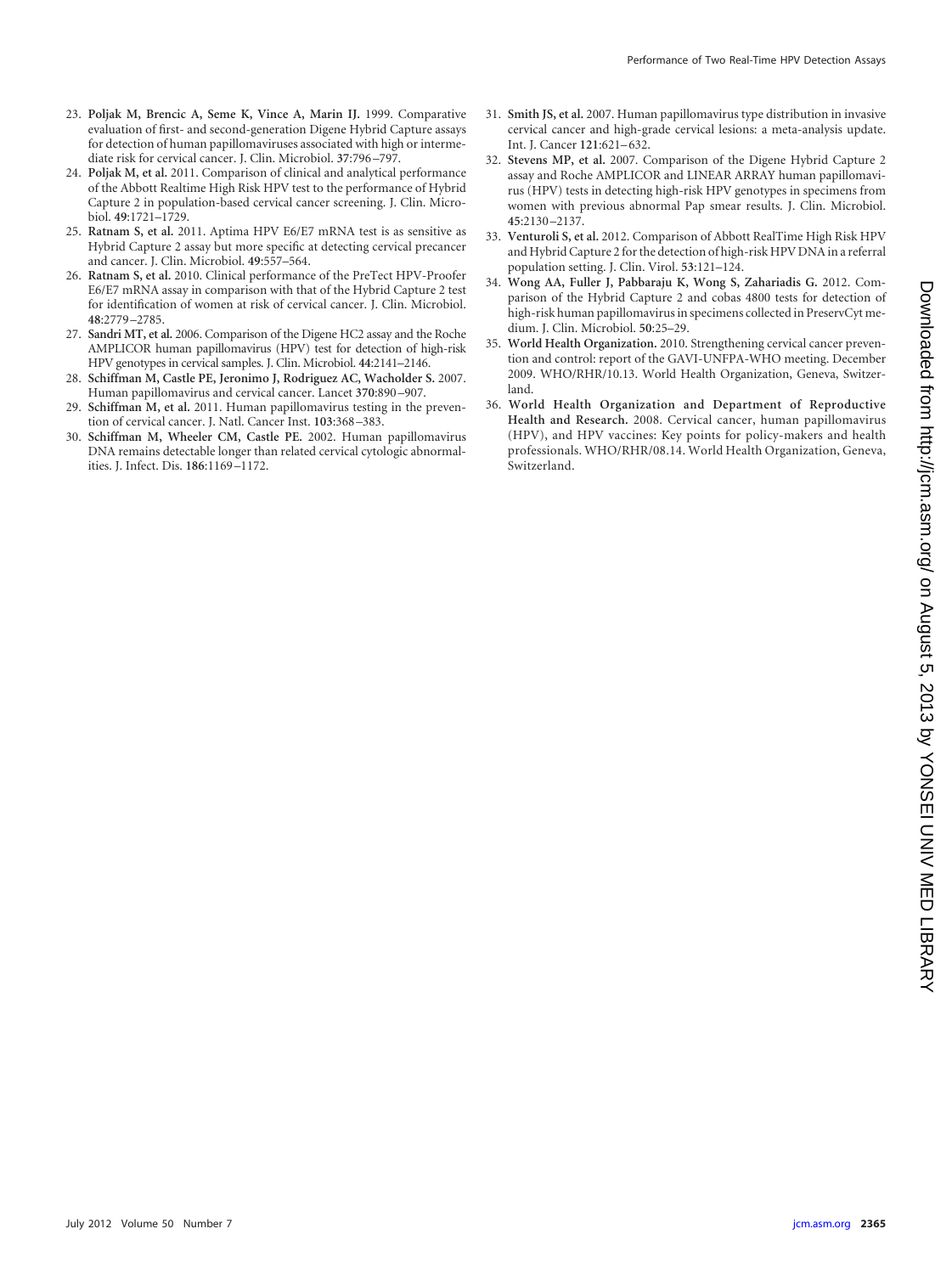23. **Poljak M, Brencic A, Seme K, Vince A, Marin IJ.** 1999. Comparative evaluation of first- and second-generation Digene Hybrid Capture assays for detection of human papillomaviruses associated with high or intermediate risk for cervical cancer. J. Clin. Microbiol. **37**:796–797.
24. **Poljak M, et al.** 2011. Comparison of clinical and analytical performance of the Abbott Realtime High Risk HPV test to the performance of Hybrid Capture 2 in population-based cervical cancer screening. J. Clin. Microbiol. **49**:1721–1729.
25. **Ratnam S, et al.** 2011. Aptima HPV E6/E7 mRNA test is as sensitive as Hybrid Capture 2 assay but more specific at detecting cervical precancer and cancer. J. Clin. Microbiol. **49**:557–564.
26. **Ratnam S, et al.** 2010. Clinical performance of the PreTect HPV-Proofer E6/E7 mRNA assay in comparison with that of the Hybrid Capture 2 test for identification of women at risk of cervical cancer. J. Clin. Microbiol. **48**:2779–2785.
27. **Sandri MT, et al.** 2006. Comparison of the Digene HC2 assay and the Roche AMPLICOR human papillomavirus (HPV) test for detection of high-risk HPV genotypes in cervical samples. J. Clin. Microbiol. **44**:2141–2146.
28. **Schiffman M, Castle PE, Jeronimo J, Rodriguez AC, Wacholder S.** 2007. Human papillomavirus and cervical cancer. Lancet **370**:890–907.
29. **Schiffman M, et al.** 2011. Human papillomavirus testing in the prevention of cervical cancer. J. Natl. Cancer Inst. **103**:368–383.
30. **Schiffman M, Wheeler CM, Castle PE.** 2002. Human papillomavirus DNA remains detectable longer than related cervical cytologic abnormalities. J. Infect. Dis. **186**:1169–1172.
31. **Smith JS, et al.** 2007. Human papillomavirus type distribution in invasive cervical cancer and high-grade cervical lesions: a meta-analysis update. Int. J. Cancer **121**:621–632.
32. **Stevens MP, et al.** 2007. Comparison of the Digene Hybrid Capture 2 assay and Roche AMPLICOR and LINEAR ARRAY human papillomavirus (HPV) tests in detecting high-risk HPV genotypes in specimens from women with previous abnormal Pap smear results. J. Clin. Microbiol. **45**:2130–2137.
33. **Venturoli S, et al.** 2012. Comparison of Abbott RealTime High Risk HPV and Hybrid Capture 2 for the detection of high-risk HPV DNA in a referral population setting. J. Clin. Virol. **53**:121–124.
34. **Wong AA, Fuller J, Pabbaraju K, Wong S, Zahariadis G.** 2012. Comparison of the Hybrid Capture 2 and cobas 4800 tests for detection of high-risk human papillomavirus in specimens collected in PreservCyt medium. J. Clin. Microbiol. **50**:25–29.
35. **World Health Organization.** 2010. Strengthening cervical cancer prevention and control: report of the GAVI-UNFPA-WHO meeting. December 2009. WHO/RHR/10.13. World Health Organization, Geneva, Switzerland.
36. **World Health Organization and Department of Reproductive Health and Research.** 2008. Cervical cancer, human papillomavirus (HPV), and HPV vaccines: Key points for policy-makers and health professionals. WHO/RHR/08.14. World Health Organization, Geneva, Switzerland.